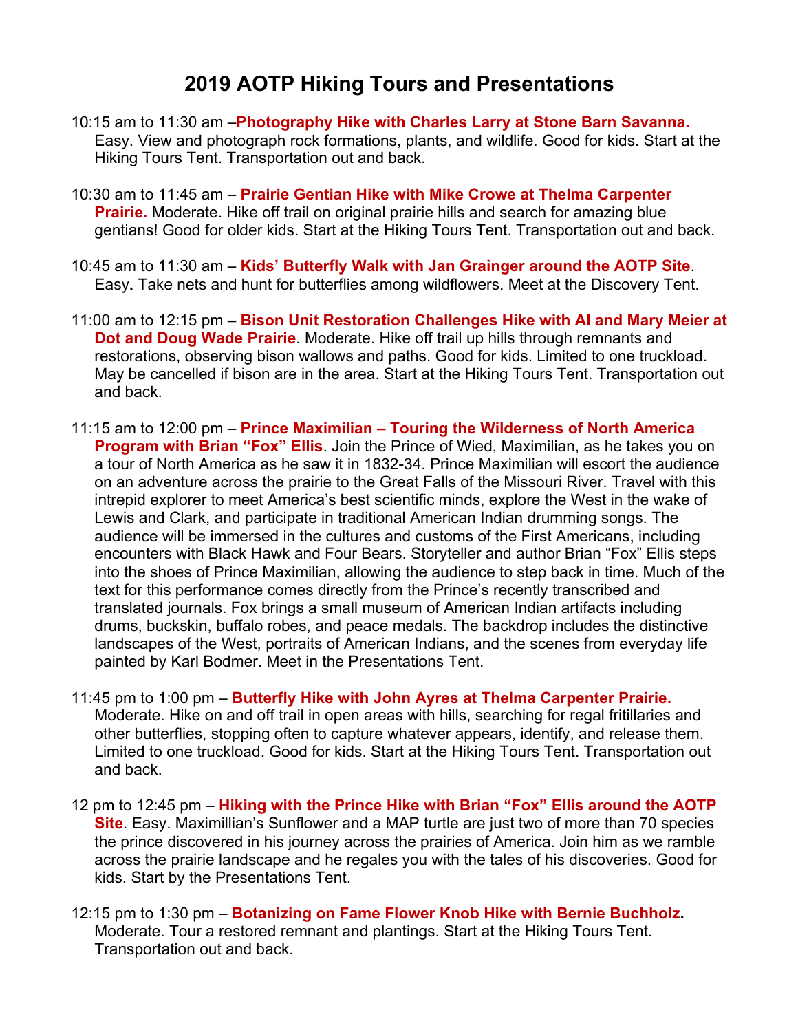# 2019 AOTP Hiking Tours and Presentations

10:15 am to 11:30 am –**Photography Hike with Charles Larry at Stone Barn Savanna.** Easy. View and photograph rock formations, plants, and wildlife. Good for kids. Start at the Hiking Tours Tent. Transportation out and back.

10:30 am to 11:45 am – **Prairie Gentian Hike with Mike Crowe at Thelma Carpenter Prairie.** Moderate. Hike off trail on original prairie hills and search for amazing blue gentians! Good for older kids. Start at the Hiking Tours Tent. Transportation out and back.

10:45 am to 11:30 am – **Kids' Butterfly Walk with Jan Grainger around the AOTP Site**. Easy**.** Take nets and hunt for butterflies among wildflowers. Meet at the Discovery Tent.

11:00 am to 12:15 pm **– Bison Unit Restoration Challenges Hike with Al and Mary Meier at Dot and Doug Wade Prairie**. Moderate. Hike off trail up hills through remnants and restorations, observing bison wallows and paths. Good for kids. Limited to one truckload. May be cancelled if bison are in the area. Start at the Hiking Tours Tent. Transportation out and back.

11:15 am to 12:00 pm – **Prince Maximilian – Touring the Wilderness of North America Program with Brian "Fox" Ellis**. Join the Prince of Wied, Maximilian, as he takes you on a tour of North America as he saw it in 1832-34. Prince Maximilian will escort the audience on an adventure across the prairie to the Great Falls of the Missouri River. Travel with this intrepid explorer to meet America's best scientific minds, explore the West in the wake of Lewis and Clark, and participate in traditional American Indian drumming songs. The audience will be immersed in the cultures and customs of the First Americans, including encounters with Black Hawk and Four Bears. Storyteller and author Brian "Fox" Ellis steps into the shoes of Prince Maximilian, allowing the audience to step back in time. Much of the text for this performance comes directly from the Prince's recently transcribed and translated journals. Fox brings a small museum of American Indian artifacts including drums, buckskin, buffalo robes, and peace medals. The backdrop includes the distinctive landscapes of the West, portraits of American Indians, and the scenes from everyday life painted by Karl Bodmer. Meet in the Presentations Tent.

11:45 pm to 1:00 pm – **Butterfly Hike with John Ayres at Thelma Carpenter Prairie.** Moderate. Hike on and off trail in open areas with hills, searching for regal fritillaries and other butterflies, stopping often to capture whatever appears, identify, and release them. Limited to one truckload. Good for kids. Start at the Hiking Tours Tent. Transportation out and back.

12 pm to 12:45 pm – **Hiking with the Prince Hike with Brian "Fox" Ellis around the AOTP Site**. Easy. Maximillian's Sunflower and a MAP turtle are just two of more than 70 species the prince discovered in his journey across the prairies of America. Join him as we ramble across the prairie landscape and he regales you with the tales of his discoveries. Good for kids. Start by the Presentations Tent.

12:15 pm to 1:30 pm – **Botanizing on Fame Flower Knob Hike with Bernie Buchholz.** Moderate. Tour a restored remnant and plantings. Start at the Hiking Tours Tent. Transportation out and back.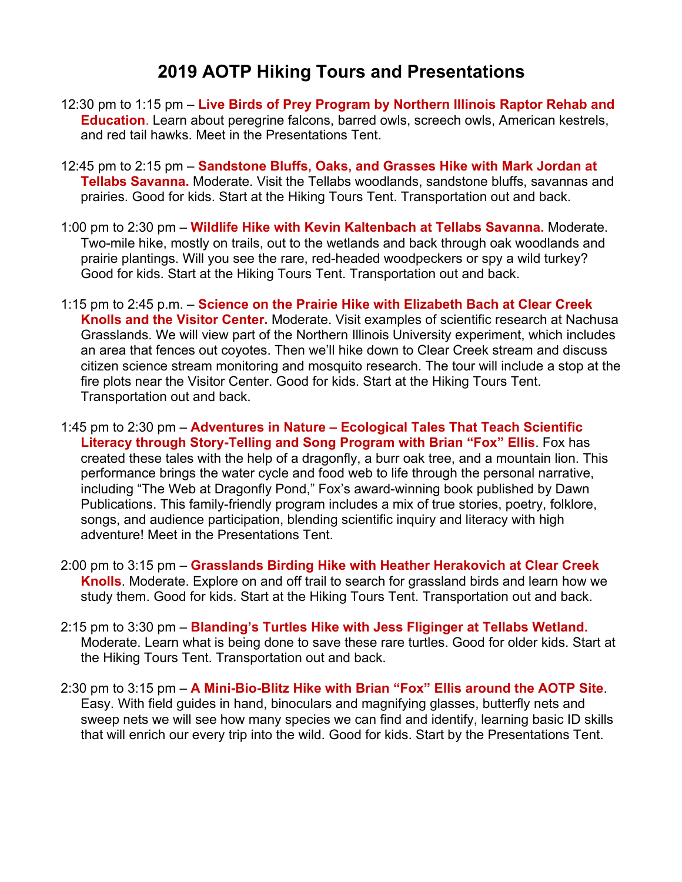# 2019 AOTP Hiking Tours and Presentations

12:30 pm to 1:15 pm – **Live Birds of Prey Program by Northern Illinois Raptor Rehab and Education**. Learn about peregrine falcons, barred owls, screech owls, American kestrels, and red tail hawks. Meet in the Presentations Tent.

12:45 pm to 2:15 pm – **Sandstone Bluffs, Oaks, and Grasses Hike with Mark Jordan at Tellabs Savanna.** Moderate. Visit the Tellabs woodlands, sandstone bluffs, savannas and prairies. Good for kids. Start at the Hiking Tours Tent. Transportation out and back.

1:00 pm to 2:30 pm – **Wildlife Hike with Kevin Kaltenbach at Tellabs Savanna.** Moderate. Two-mile hike, mostly on trails, out to the wetlands and back through oak woodlands and prairie plantings. Will you see the rare, red-headed woodpeckers or spy a wild turkey? Good for kids. Start at the Hiking Tours Tent. Transportation out and back.

1:15 pm to 2:45 p.m. – **Science on the Prairie Hike with Elizabeth Bach at Clear Creek Knolls and the Visitor Center.** Moderate. Visit examples of scientific research at Nachusa Grasslands. We will view part of the Northern Illinois University experiment, which includes an area that fences out coyotes. Then we'll hike down to Clear Creek stream and discuss citizen science stream monitoring and mosquito research. The tour will include a stop at the fire plots near the Visitor Center. Good for kids. Start at the Hiking Tours Tent. Transportation out and back.

1:45 pm to 2:30 pm – **Adventures in Nature – Ecological Tales That Teach Scientific Literacy through Story-Telling and Song Program with Brian "Fox" Ellis**. Fox has created these tales with the help of a dragonfly, a burr oak tree, and a mountain lion. This performance brings the water cycle and food web to life through the personal narrative, including "The Web at Dragonfly Pond," Fox's award-winning book published by Dawn Publications. This family-friendly program includes a mix of true stories, poetry, folklore, songs, and audience participation, blending scientific inquiry and literacy with high adventure! Meet in the Presentations Tent.

2:00 pm to 3:15 pm – **Grasslands Birding Hike with Heather Herakovich at Clear Creek Knolls**. Moderate. Explore on and off trail to search for grassland birds and learn how we study them. Good for kids. Start at the Hiking Tours Tent. Transportation out and back.

2:15 pm to 3:30 pm – **Blanding's Turtles Hike with Jess Fliginger at Tellabs Wetland.** Moderate. Learn what is being done to save these rare turtles. Good for older kids. Start at the Hiking Tours Tent. Transportation out and back.

2:30 pm to 3:15 pm – **A Mini-Bio-Blitz Hike with Brian "Fox" Ellis around the AOTP Site**. Easy. With field guides in hand, binoculars and magnifying glasses, butterfly nets and sweep nets we will see how many species we can find and identify, learning basic ID skills that will enrich our every trip into the wild. Good for kids. Start by the Presentations Tent.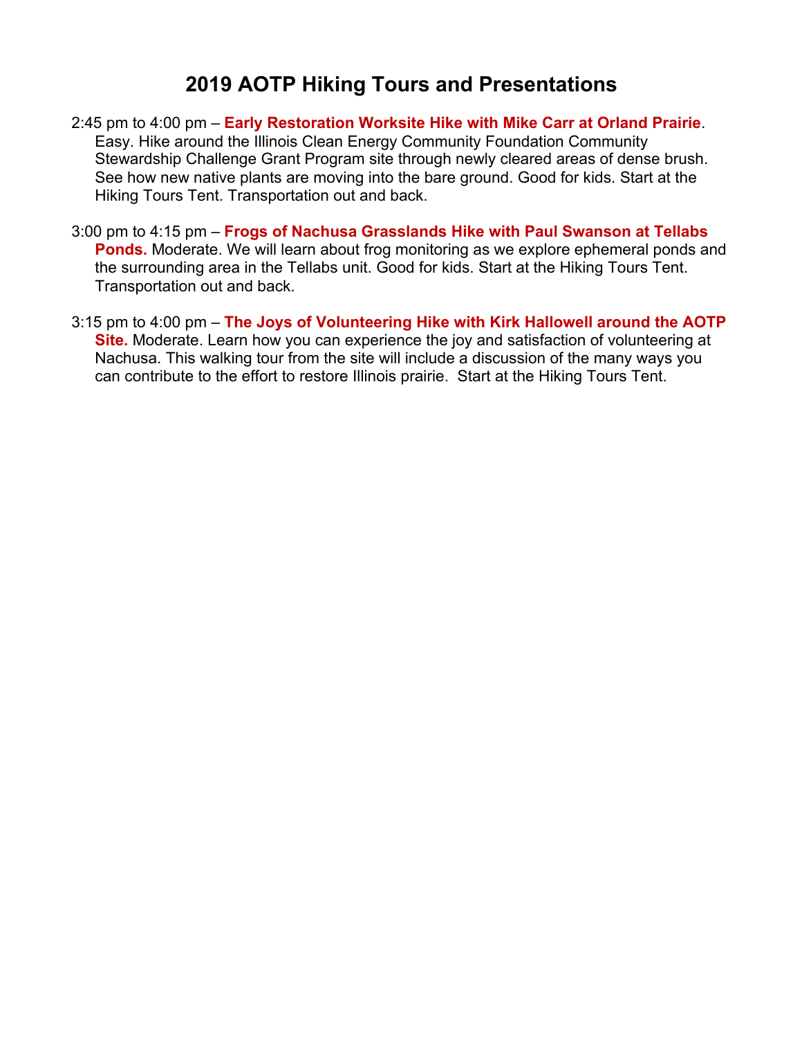# 2019 AOTP Hiking Tours and Presentations

2:45 pm to 4:00 pm – **Early Restoration Worksite Hike with Mike Carr at Orland Prairie**. Easy. Hike around the Illinois Clean Energy Community Foundation Community Stewardship Challenge Grant Program site through newly cleared areas of dense brush. See how new native plants are moving into the bare ground. Good for kids. Start at the Hiking Tours Tent. Transportation out and back.

3:00 pm to 4:15 pm – **Frogs of Nachusa Grasslands Hike with Paul Swanson at Tellabs Ponds.** Moderate. We will learn about frog monitoring as we explore ephemeral ponds and the surrounding area in the Tellabs unit. Good for kids. Start at the Hiking Tours Tent. Transportation out and back.

3:15 pm to 4:00 pm – **The Joys of Volunteering Hike with Kirk Hallowell around the AOTP Site.** Moderate. Learn how you can experience the joy and satisfaction of volunteering at Nachusa. This walking tour from the site will include a discussion of the many ways you can contribute to the effort to restore Illinois prairie. Start at the Hiking Tours Tent.